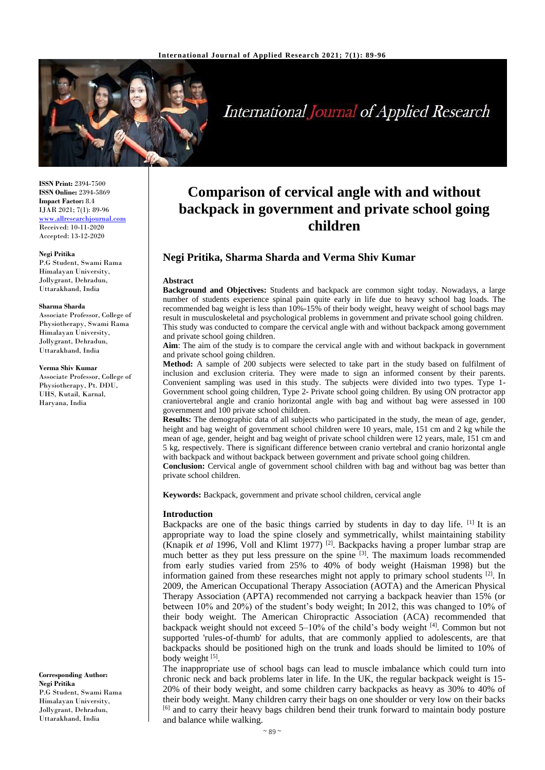# Comparison of cervical angle with and without backpack in government and private school going children

**Negi Pritika, Sharma Sharda and Verma Shiv Kumar**

**ISSN Print:** 2394-7500
**ISSN Online:** 2394-5869
**Impact Factor:** 8.4
IJAR 2021; 7(1): 89-96
www.allresearchjournal.com
Received: 10-11-2020
Accepted: 13-12-2020

**Negi Pritika**
P.G Student, Swami Rama Himalayan University, Jollygrant, Dehradun, Uttarakhand, India

**Sharma Sharda**
Associate Professor, College of Physiotherapy, Swami Rama Himalayan University, Jollygrant, Dehradun, Uttarakhand, India

**Verma Shiv Kumar**
Associate Professor, College of Physiotherapy, Pt. DDU, UHS, Kutail, Karnal, Haryana, India

**Corresponding Author:**
**Negi Pritika**
P.G Student, Swami Rama Himalayan University, Jollygrant, Dehradun, Uttarakhand, India

### Abstract

**Background and Objectives:** Students and backpack are common sight today. Nowadays, a large number of students experience spinal pain quite early in life due to heavy school bag loads. The recommended bag weight is less than 10%-15% of their body weight, heavy weight of school bags may result in musculoskeletal and psychological problems in government and private school going children. This study was conducted to compare the cervical angle with and without backpack among government and private school going children.

**Aim**: The aim of the study is to compare the cervical angle with and without backpack in government and private school going children.

**Method:** A sample of 200 subjects were selected to take part in the study based on fulfilment of inclusion and exclusion criteria. They were made to sign an informed consent by their parents. Convenient sampling was used in this study. The subjects were divided into two types. Type 1-Government school going children, Type 2- Private school going children. By using ON protractor app craniovertebral angle and cranio horizontal angle with bag and without bag were assessed in 100 government and 100 private school children.

**Results:** The demographic data of all subjects who participated in the study, the mean of age, gender, height and bag weight of government school children were 10 years, male, 151 cm and 2 kg while the mean of age, gender, height and bag weight of private school children were 12 years, male, 151 cm and 5 kg, respectively. There is significant difference between cranio vertebral and cranio horizontal angle with backpack and without backpack between government and private school going children.

**Conclusion:** Cervical angle of government school children with bag and without bag was better than private school children.

**Keywords:** Backpack, government and private school children, cervical angle

### Introduction

Backpacks are one of the basic things carried by students in day to day life. [1] It is an appropriate way to load the spine closely and symmetrically, whilst maintaining stability (Knapik *et al* 1996, Voll and Klimt 1977) [2]. Backpacks having a proper lumbar strap are much better as they put less pressure on the spine [3]. The maximum loads recommended from early studies varied from 25% to 40% of body weight (Haisman 1998) but the information gained from these researches might not apply to primary school students [2]. In 2009, the American Occupational Therapy Association (AOTA) and the American Physical Therapy Association (APTA) recommended not carrying a backpack heavier than 15% (or between 10% and 20%) of the student's body weight; In 2012, this was changed to 10% of their body weight. The American Chiropractic Association (ACA) recommended that backpack weight should not exceed 5–10% of the child's body weight [4]. Common but not supported 'rules-of-thumb' for adults, that are commonly applied to adolescents, are that backpacks should be positioned high on the trunk and loads should be limited to 10% of body weight [5].

The inappropriate use of school bags can lead to muscle imbalance which could turn into chronic neck and back problems later in life. In the UK, the regular backpack weight is 15-20% of their body weight, and some children carry backpacks as heavy as 30% to 40% of their body weight. Many children carry their bags on one shoulder or very low on their backs [6] and to carry their heavy bags children bend their trunk forward to maintain body posture and balance while walking.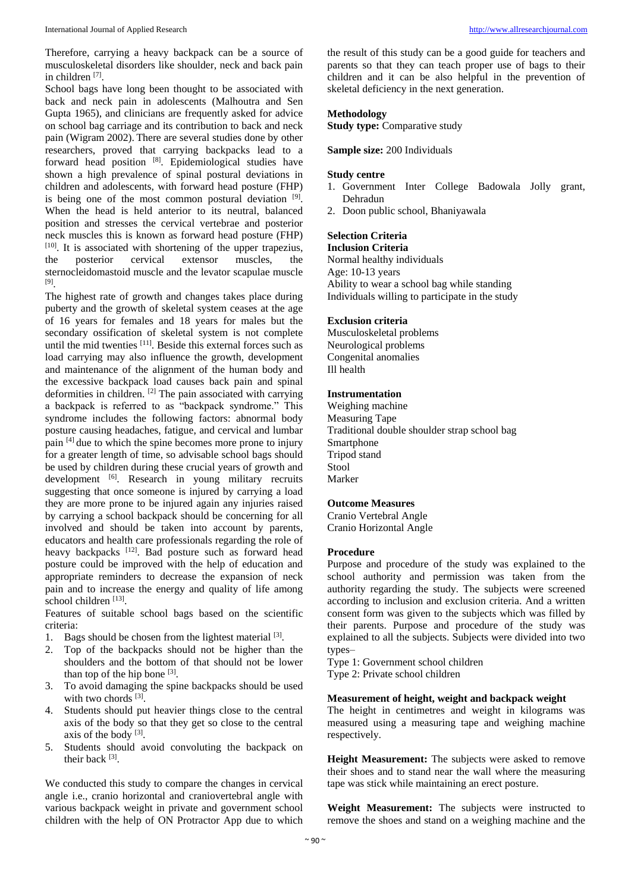Therefore, carrying a heavy backpack can be a source of musculoskeletal disorders like shoulder, neck and back pain in children [7].

School bags have long been thought to be associated with back and neck pain in adolescents (Malhoutra and Sen Gupta 1965), and clinicians are frequently asked for advice on school bag carriage and its contribution to back and neck pain (Wigram 2002). There are several studies done by other researchers, proved that carrying backpacks lead to a forward head position [8]. Epidemiological studies have shown a high prevalence of spinal postural deviations in children and adolescents, with forward head posture (FHP) is being one of the most common postural deviation [9]. When the head is held anterior to its neutral, balanced position and stresses the cervical vertebrae and posterior neck muscles this is known as forward head posture (FHP) [10]. It is associated with shortening of the upper trapezius, the posterior cervical extensor muscles, the sternocleidomastoid muscle and the levator scapulae muscle [9].

The highest rate of growth and changes takes place during puberty and the growth of skeletal system ceases at the age of 16 years for females and 18 years for males but the secondary ossification of skeletal system is not complete until the mid twenties [11]. Beside this external forces such as load carrying may also influence the growth, development and maintenance of the alignment of the human body and the excessive backpack load causes back pain and spinal deformities in children. [2] The pain associated with carrying a backpack is referred to as "backpack syndrome." This syndrome includes the following factors: abnormal body posture causing headaches, fatigue, and cervical and lumbar pain [4] due to which the spine becomes more prone to injury for a greater length of time, so advisable school bags should be used by children during these crucial years of growth and development [6]. Research in young military recruits suggesting that once someone is injured by carrying a load they are more prone to be injured again any injuries raised by carrying a school backpack should be concerning for all involved and should be taken into account by parents, educators and health care professionals regarding the role of heavy backpacks [12]. Bad posture such as forward head posture could be improved with the help of education and appropriate reminders to decrease the expansion of neck pain and to increase the energy and quality of life among school children [13].

Features of suitable school bags based on the scientific criteria:

1. Bags should be chosen from the lightest material [3].
2. Top of the backpacks should not be higher than the shoulders and the bottom of that should not be lower than top of the hip bone [3].
3. To avoid damaging the spine backpacks should be used with two chords [3].
4. Students should put heavier things close to the central axis of the body so that they get so close to the central axis of the body [3].
5. Students should avoid convoluting the backpack on their back [3].

We conducted this study to compare the changes in cervical angle i.e., cranio horizontal and craniovertebral angle with various backpack weight in private and government school children with the help of ON Protractor App due to which the result of this study can be a good guide for teachers and parents so that they can teach proper use of bags to their children and it can be also helpful in the prevention of skeletal deficiency in the next generation.

## Methodology

**Study type:** Comparative study

**Sample size:** 200 Individuals

**Study centre**

1. Government Inter College Badowala Jolly grant, Dehradun
2. Doon public school, Bhaniyawala

**Selection Criteria**

**Inclusion Criteria**

Normal healthy individuals
Age: 10-13 years
Ability to wear a school bag while standing
Individuals willing to participate in the study

**Exclusion criteria**

Musculoskeletal problems
Neurological problems
Congenital anomalies
Ill health

**Instrumentation**

Weighing machine
Measuring Tape
Traditional double shoulder strap school bag
Smartphone
Tripod stand
Stool
Marker

**Outcome Measures**

Cranio Vertebral Angle
Cranio Horizontal Angle

**Procedure**

Purpose and procedure of the study was explained to the school authority and permission was taken from the authority regarding the study. The subjects were screened according to inclusion and exclusion criteria. And a written consent form was given to the subjects which was filled by their parents. Purpose and procedure of the study was explained to all the subjects. Subjects were divided into two types–

Type 1: Government school children
Type 2: Private school children

**Measurement of height, weight and backpack weight**

The height in centimetres and weight in kilograms was measured using a measuring tape and weighing machine respectively.

**Height Measurement:** The subjects were asked to remove their shoes and to stand near the wall where the measuring tape was stick while maintaining an erect posture.

**Weight Measurement:** The subjects were instructed to remove the shoes and stand on a weighing machine and the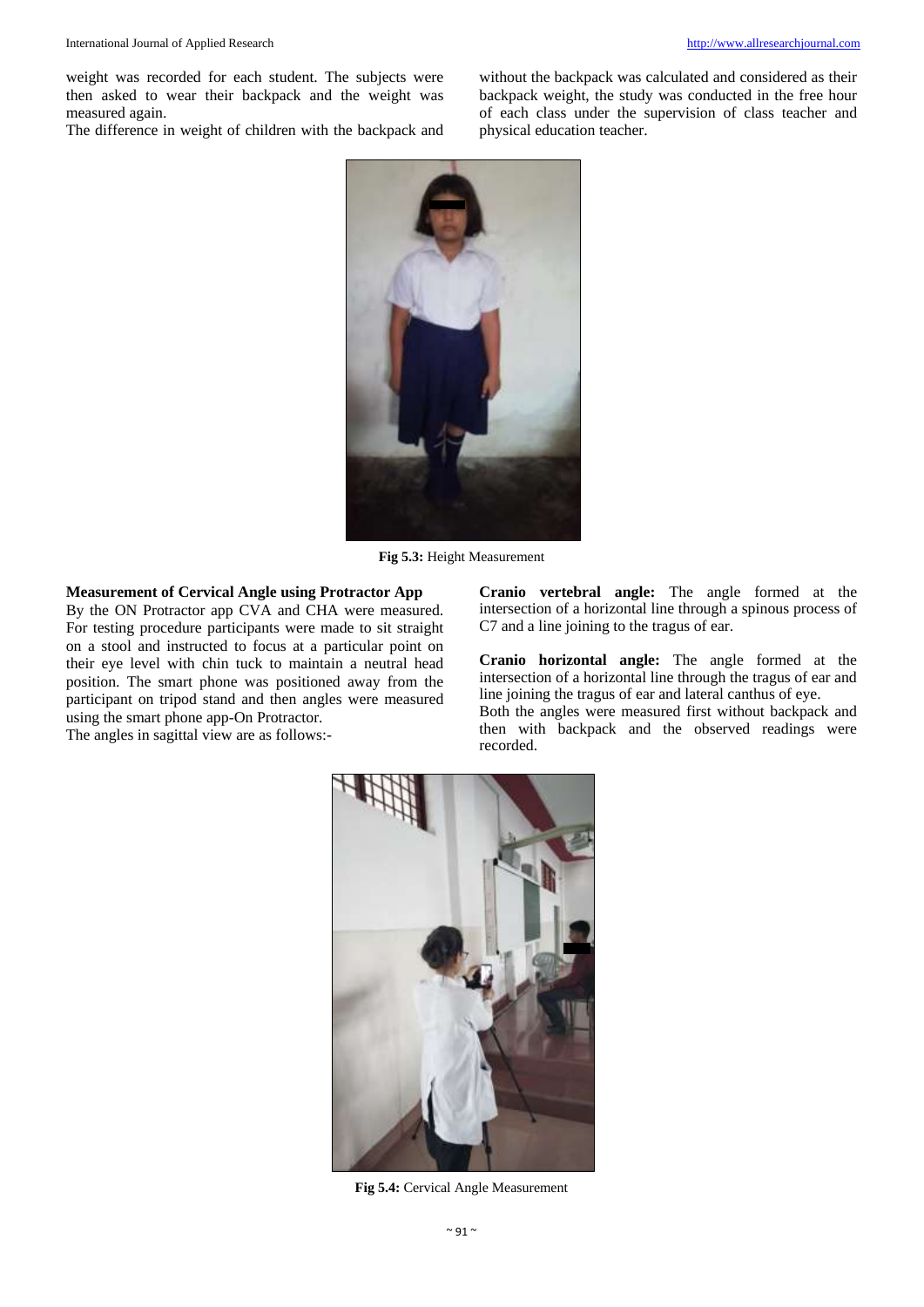weight was recorded for each student. The subjects were then asked to wear their backpack and the weight was measured again.

The difference in weight of children with the backpack and without the backpack was calculated and considered as their backpack weight, the study was conducted in the free hour of each class under the supervision of class teacher and physical education teacher.

**Fig 5.3:** Height Measurement

**Measurement of Cervical Angle using Protractor App**

By the ON Protractor app CVA and CHA were measured. For testing procedure participants were made to sit straight on a stool and instructed to focus at a particular point on their eye level with chin tuck to maintain a neutral head position. The smart phone was positioned away from the participant on tripod stand and then angles were measured using the smart phone app-On Protractor.

The angles in sagittal view are as follows:-

**Cranio vertebral angle:** The angle formed at the intersection of a horizontal line through a spinous process of C7 and a line joining to the tragus of ear.

**Cranio horizontal angle:** The angle formed at the intersection of a horizontal line through the tragus of ear and line joining the tragus of ear and lateral canthus of eye.

Both the angles were measured first without backpack and then with backpack and the observed readings were recorded.

**Fig 5.4:** Cervical Angle Measurement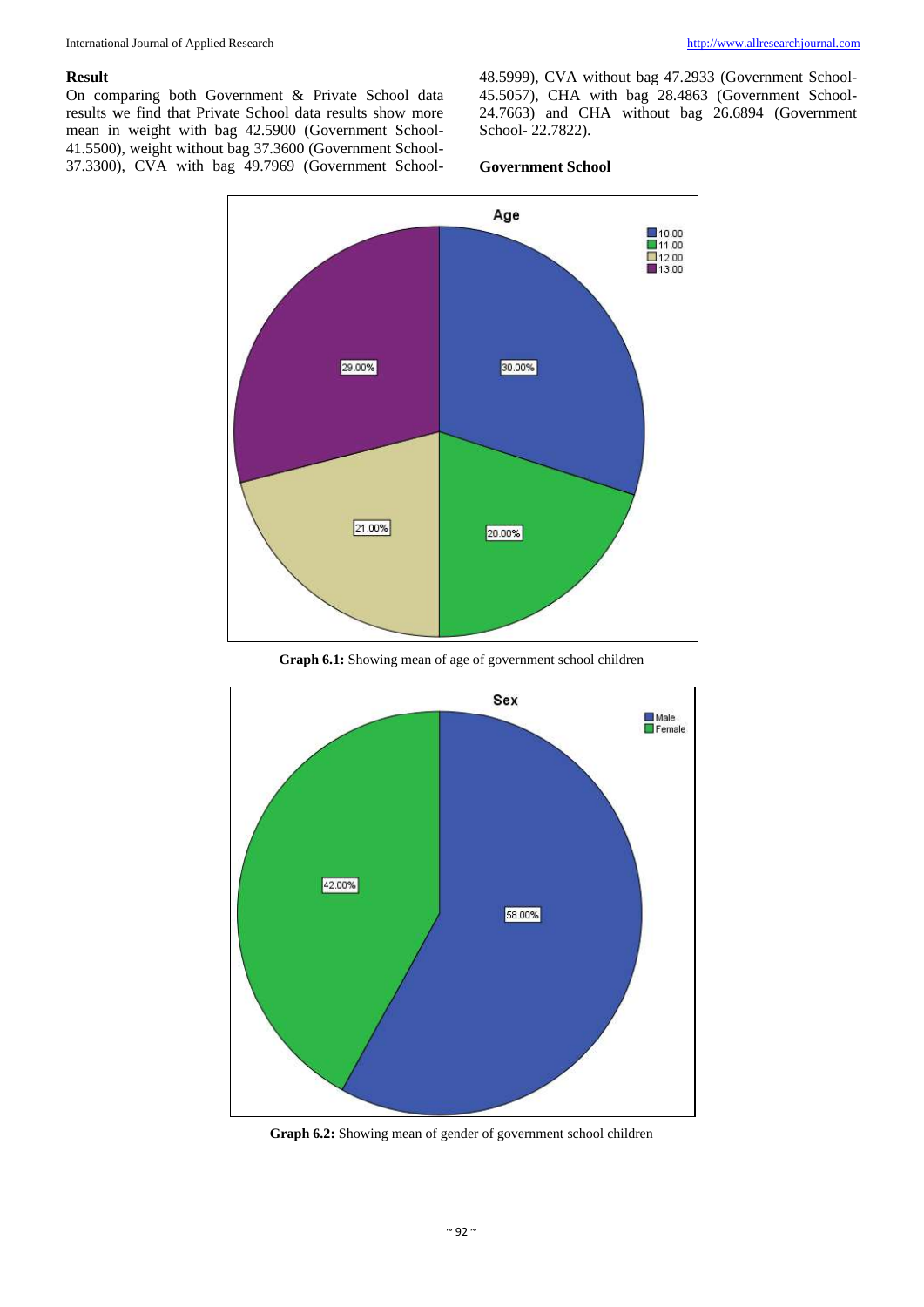## Result

On comparing both Government & Private School data results we find that Private School data results show more mean in weight with bag 42.5900 (Government School- 41.5500), weight without bag 37.3600 (Government School- 37.3300), CVA with bag 49.7969 (Government School- 48.5999), CVA without bag 47.2933 (Government School- 45.5057), CHA with bag 28.4863 (Government School- 24.7663) and CHA without bag 26.6894 (Government School- 22.7822).

### Government School

**Graph 6.1:** Showing mean of age of government school children

**Graph 6.2:** Showing mean of gender of government school children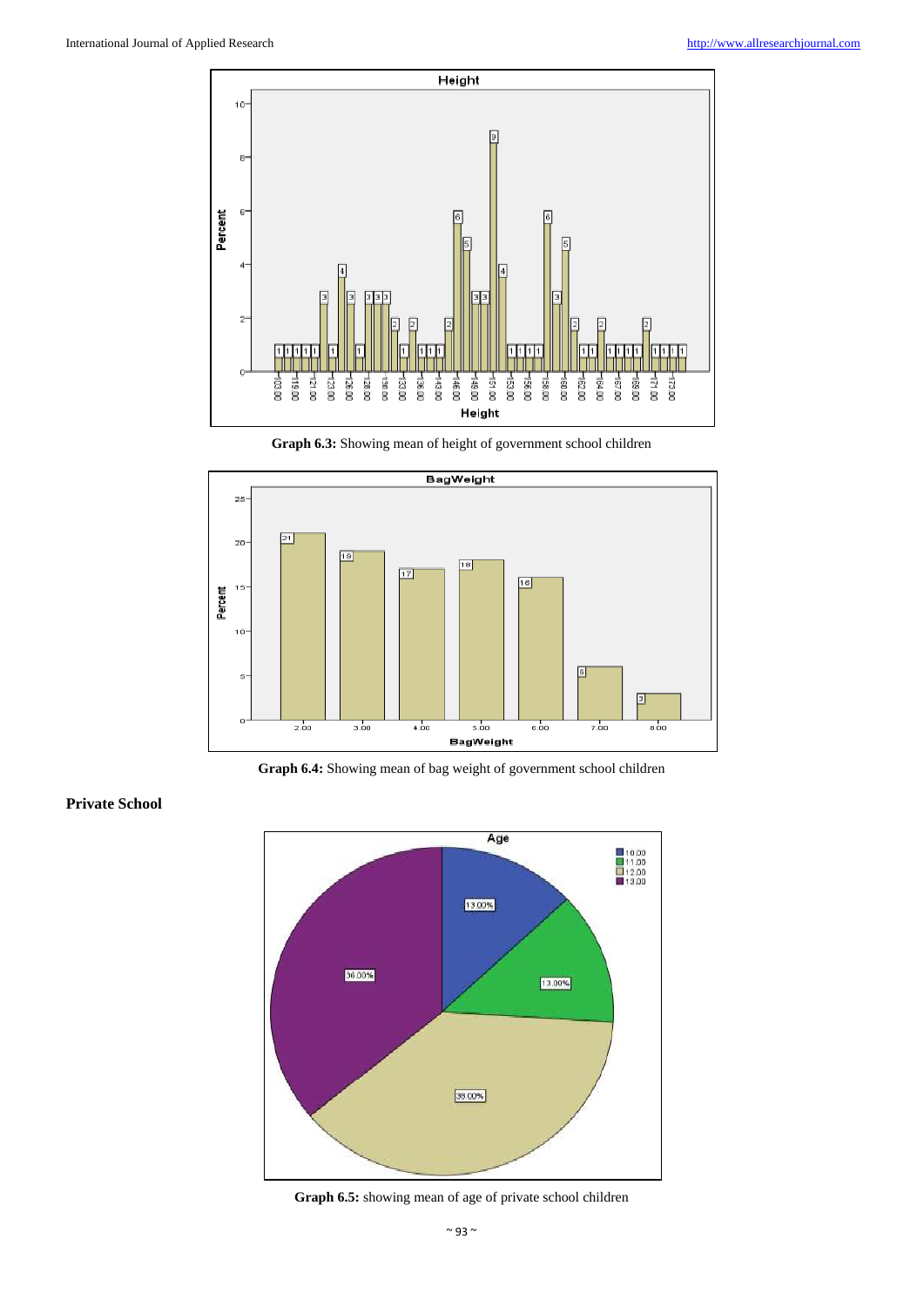Graph 6.3: Showing mean of height of government school children

Graph 6.4: Showing mean of bag weight of government school children

**Private School**

Graph 6.5: showing mean of age of private school children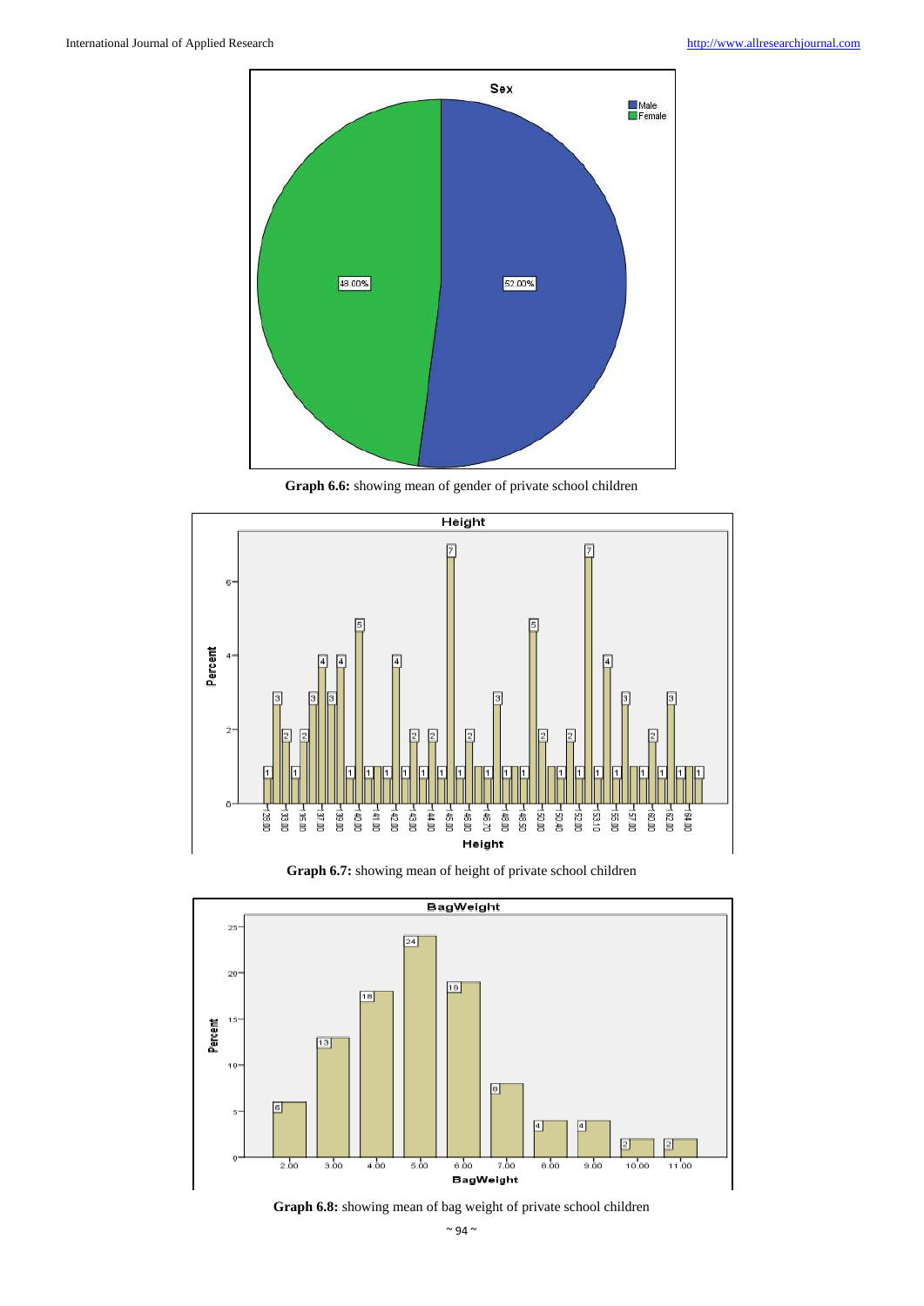Graph 6.6: showing mean of gender of private school children

Graph 6.7: showing mean of height of private school children

Graph 6.8: showing mean of bag weight of private school children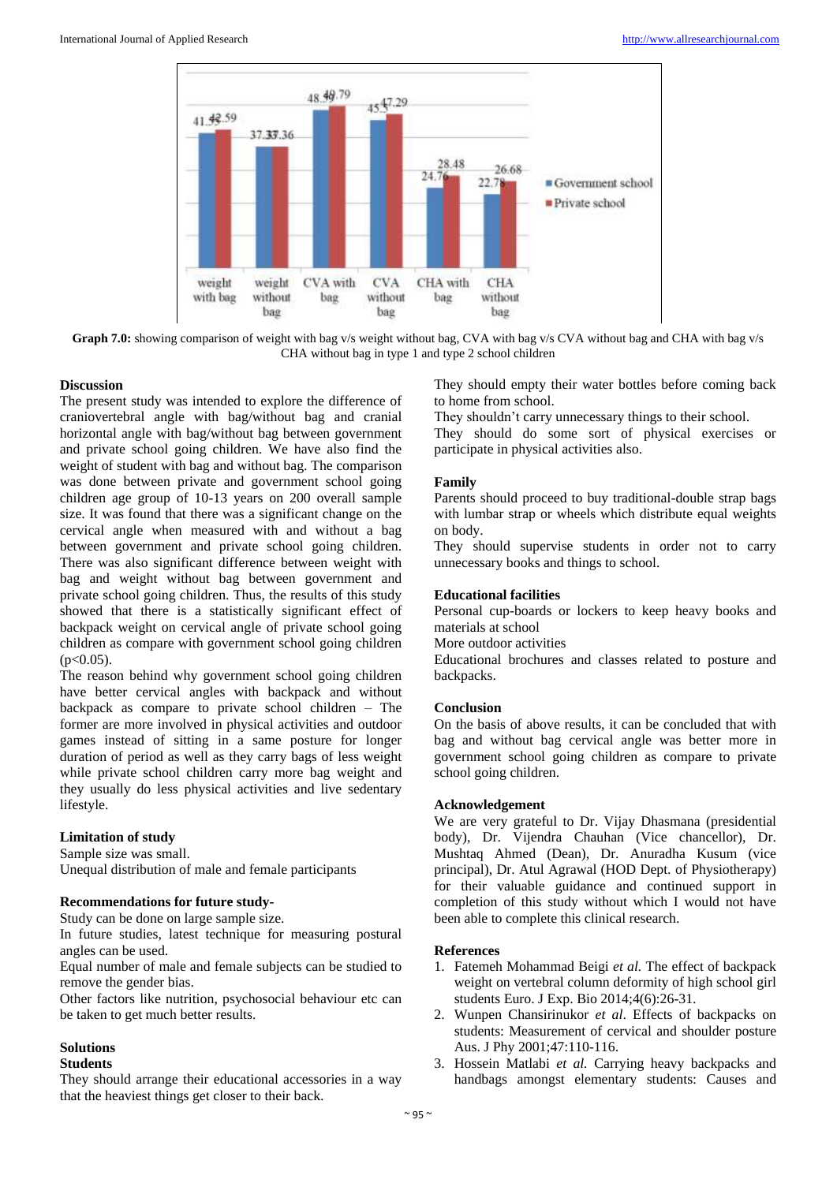Graph 7.0: showing comparison of weight with bag v/s weight without bag, CVA with bag v/s CVA without bag and CHA with bag v/s CHA without bag in type 1 and type 2 school children

## Discussion

The present study was intended to explore the difference of craniovertebral angle with bag/without bag and cranial horizontal angle with bag/without bag between government and private school going children. We have also find the weight of student with bag and without bag. The comparison was done between private and government school going children age group of 10-13 years on 200 overall sample size. It was found that there was a significant change on the cervical angle when measured with and without a bag between government and private school going children. There was also significant difference between weight with bag and weight without bag between government and private school going children. Thus, the results of this study showed that there is a statistically significant effect of backpack weight on cervical angle of private school going children as compare with government school going children ($p<0.05$).

The reason behind why government school going children have better cervical angles with backpack and without backpack as compare to private school children – The former are more involved in physical activities and outdoor games instead of sitting in a same posture for longer duration of period as well as they carry bags of less weight while private school children carry more bag weight and they usually do less physical activities and live sedentary lifestyle.

## Limitation of study

Sample size was small.
Unequal distribution of male and female participants

## Recommendations for future study-

Study can be done on large sample size.
In future studies, latest technique for measuring postural angles can be used.
Equal number of male and female subjects can be studied to remove the gender bias.
Other factors like nutrition, psychosocial behaviour etc can be taken to get much better results.

## Solutions

### Students

They should arrange their educational accessories in a way that the heaviest things get closer to their back.
They should empty their water bottles before coming back to home from school.
They shouldn't carry unnecessary things to their school.
They should do some sort of physical exercises or participate in physical activities also.

### Family

Parents should proceed to buy traditional-double strap bags with lumbar strap or wheels which distribute equal weights on body.
They should supervise students in order not to carry unnecessary books and things to school.

### Educational facilities

Personal cup-boards or lockers to keep heavy books and materials at school
More outdoor activities
Educational brochures and classes related to posture and backpacks.

## Conclusion

On the basis of above results, it can be concluded that with bag and without bag cervical angle was better more in government school going children as compare to private school going children.

## Acknowledgement

We are very grateful to Dr. Vijay Dhasmana (presidential body), Dr. Vijendra Chauhan (Vice chancellor), Dr. Mushtaq Ahmed (Dean), Dr. Anuradha Kusum (vice principal), Dr. Atul Agrawal (HOD Dept. of Physiotherapy) for their valuable guidance and continued support in completion of this study without which I would not have been able to complete this clinical research.

## References

1. Fatemeh Mohammad Beigi *et al.* The effect of backpack weight on vertebral column deformity of high school girl students Euro. J Exp. Bio 2014;4(6):26-31.
2. Wunpen Chansirinukor *et al*. Effects of backpacks on students: Measurement of cervical and shoulder posture Aus. J Phy 2001;47:110-116.
3. Hossein Matlabi *et al.* Carrying heavy backpacks and handbags amongst elementary students: Causes and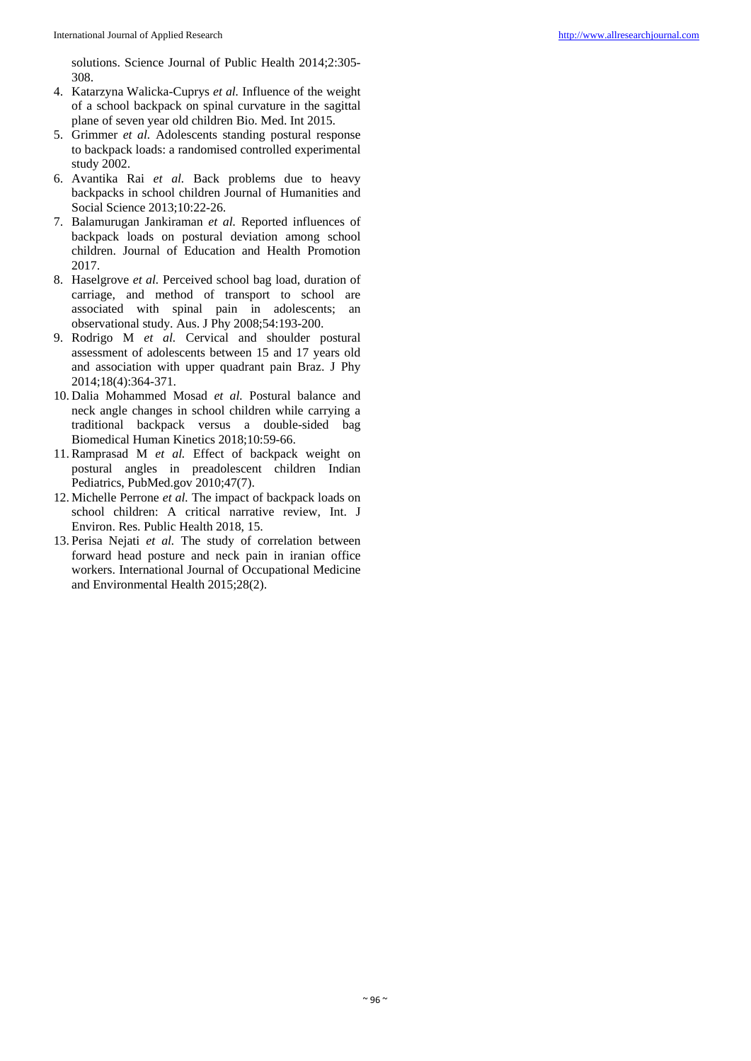solutions. Science Journal of Public Health 2014;2:305-308.

4. Katarzyna Walicka-Cuprys *et al.* Influence of the weight of a school backpack on spinal curvature in the sagittal plane of seven year old children Bio. Med. Int 2015.
5. Grimmer *et al.* Adolescents standing postural response to backpack loads: a randomised controlled experimental study 2002.
6. Avantika Rai *et al.* Back problems due to heavy backpacks in school children Journal of Humanities and Social Science 2013;10:22-26.
7. Balamurugan Jankiraman *et al.* Reported influences of backpack loads on postural deviation among school children. Journal of Education and Health Promotion 2017.
8. Haselgrove *et al.* Perceived school bag load, duration of carriage, and method of transport to school are associated with spinal pain in adolescents; an observational study. Aus. J Phy 2008;54:193-200.
9. Rodrigo M *et al.* Cervical and shoulder postural assessment of adolescents between 15 and 17 years old and association with upper quadrant pain Braz. J Phy 2014;18(4):364-371.
10. Dalia Mohammed Mosad *et al.* Postural balance and neck angle changes in school children while carrying a traditional backpack versus a double-sided bag Biomedical Human Kinetics 2018;10:59-66.
11. Ramprasad M *et al.* Effect of backpack weight on postural angles in preadolescent children Indian Pediatrics, PubMed.gov 2010;47(7).
12. Michelle Perrone *et al.* The impact of backpack loads on school children: A critical narrative review, Int. J Environ. Res. Public Health 2018, 15.
13. Perisa Nejati *et al.* The study of correlation between forward head posture and neck pain in iranian office workers. International Journal of Occupational Medicine and Environmental Health 2015;28(2).